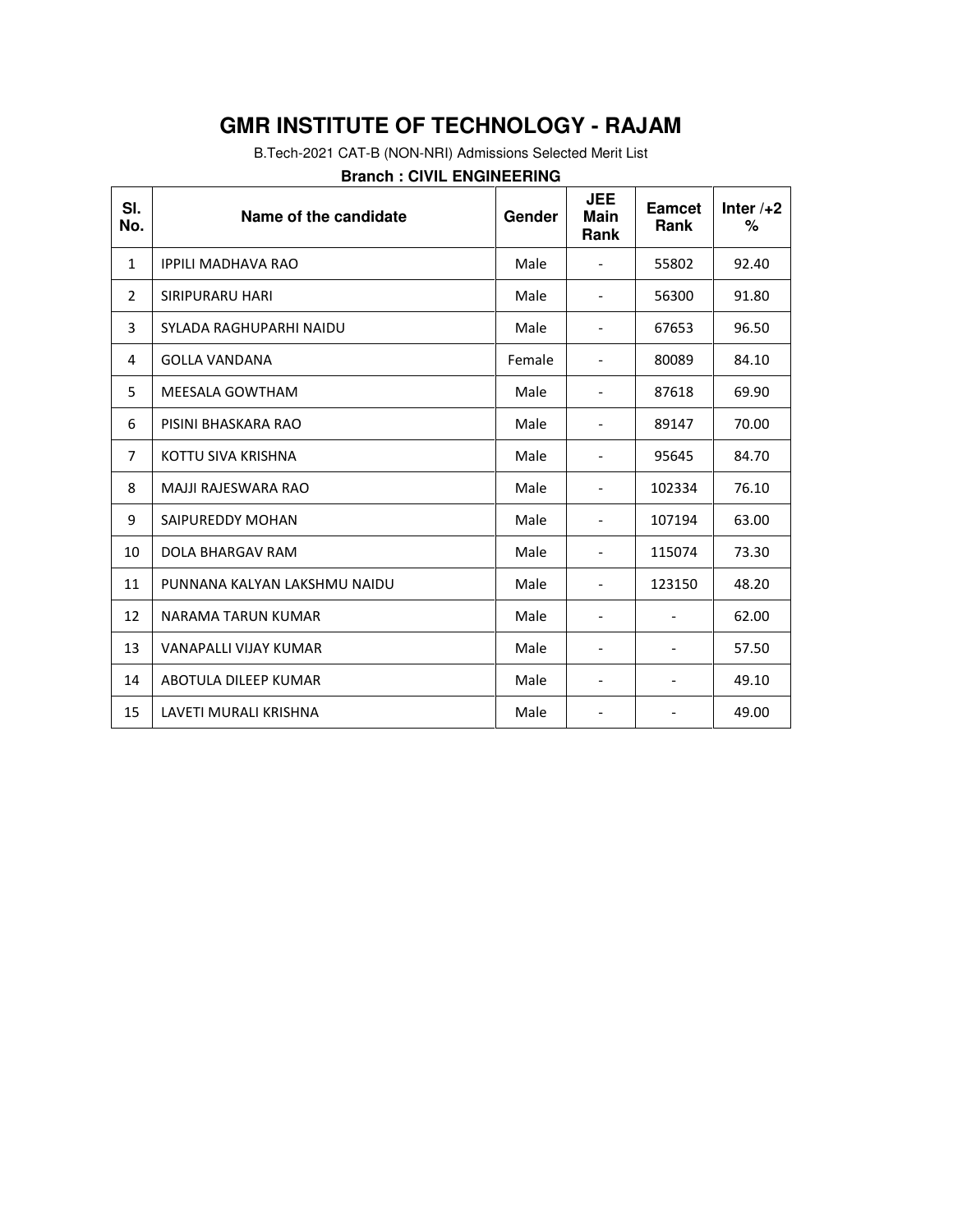# GMR INSTITUTE OF TECHNOLOGY - RAJAM

B.Tech-2021 CAT-B (NON-NRI) Admissions Selected Merit List

**Branch : CIVIL ENGINEERING**

| Sl. No. | Name of the candidate | Gender | JEE Main Rank | Eamcet Rank | Inter /+2 % |
|---|---|---|---|---|---|
| 1 | IPPILI MADHAVA RAO | Male | - | 55802 | 92.40 |
| 2 | SIRIPURARU HARI | Male | - | 56300 | 91.80 |
| 3 | SYLADA RAGHUPARHI NAIDU | Male | - | 67653 | 96.50 |
| 4 | GOLLA VANDANA | Female | - | 80089 | 84.10 |
| 5 | MEESALA GOWTHAM | Male | - | 87618 | 69.90 |
| 6 | PISINI BHASKARA RAO | Male | - | 89147 | 70.00 |
| 7 | KOTTU SIVA KRISHNA | Male | - | 95645 | 84.70 |
| 8 | MAJJI RAJESWARA RAO | Male | - | 102334 | 76.10 |
| 9 | SAIPUREDDY MOHAN | Male | - | 107194 | 63.00 |
| 10 | DOLA BHARGAV RAM | Male | - | 115074 | 73.30 |
| 11 | PUNNANA KALYAN LAKSHMU NAIDU | Male | - | 123150 | 48.20 |
| 12 | NARAMA TARUN KUMAR | Male | - | - | 62.00 |
| 13 | VANAPALLI VIJAY KUMAR | Male | - | - | 57.50 |
| 14 | ABOTULA DILEEP KUMAR | Male | - | - | 49.10 |
| 15 | LAVETI MURALI KRISHNA | Male | - | - | 49.00 |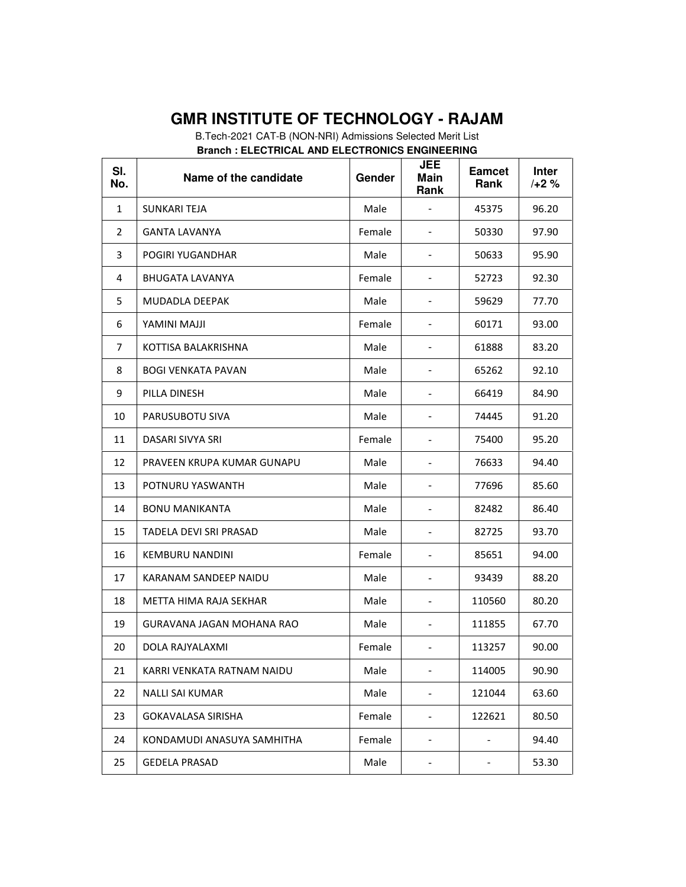# GMR INSTITUTE OF TECHNOLOGY - RAJAM

B.Tech-2021 CAT-B (NON-NRI) Admissions Selected Merit List

**Branch : ELECTRICAL AND ELECTRONICS ENGINEERING**

| Sl. No. | Name of the candidate | Gender | JEE Main Rank | Eamcet Rank | Inter /+2 % |
|---|---|---|---|---|---|
| 1 | SUNKARI TEJA | Male | - | 45375 | 96.20 |
| 2 | GANTA LAVANYA | Female | - | 50330 | 97.90 |
| 3 | POGIRI YUGANDHAR | Male | - | 50633 | 95.90 |
| 4 | BHUGATA LAVANYA | Female | - | 52723 | 92.30 |
| 5 | MUDADLA DEEPAK | Male | - | 59629 | 77.70 |
| 6 | YAMINI MAJJI | Female | - | 60171 | 93.00 |
| 7 | KOTTISA BALAKRISHNA | Male | - | 61888 | 83.20 |
| 8 | BOGI VENKATA PAVAN | Male | - | 65262 | 92.10 |
| 9 | PILLA DINESH | Male | - | 66419 | 84.90 |
| 10 | PARUSUBOTU SIVA | Male | - | 74445 | 91.20 |
| 11 | DASARI SIVYA SRI | Female | - | 75400 | 95.20 |
| 12 | PRAVEEN KRUPA KUMAR GUNAPU | Male | - | 76633 | 94.40 |
| 13 | POTNURU YASWANTH | Male | - | 77696 | 85.60 |
| 14 | BONU MANIKANTA | Male | - | 82482 | 86.40 |
| 15 | TADELA DEVI SRI PRASAD | Male | - | 82725 | 93.70 |
| 16 | KEMBURU NANDINI | Female | - | 85651 | 94.00 |
| 17 | KARANAM SANDEEP NAIDU | Male | - | 93439 | 88.20 |
| 18 | METTA HIMA RAJA SEKHAR | Male | - | 110560 | 80.20 |
| 19 | GURAVANA JAGAN MOHANA RAO | Male | - | 111855 | 67.70 |
| 20 | DOLA RAJYALAXMI | Female | - | 113257 | 90.00 |
| 21 | KARRI VENKATA RATNAM NAIDU | Male | - | 114005 | 90.90 |
| 22 | NALLI SAI KUMAR | Male | - | 121044 | 63.60 |
| 23 | GOKAVALASA SIRISHA | Female | - | 122621 | 80.50 |
| 24 | KONDAMUDI ANASUYA SAMHITHA | Female | - | - | 94.40 |
| 25 | GEDELA PRASAD | Male | - | - | 53.30 |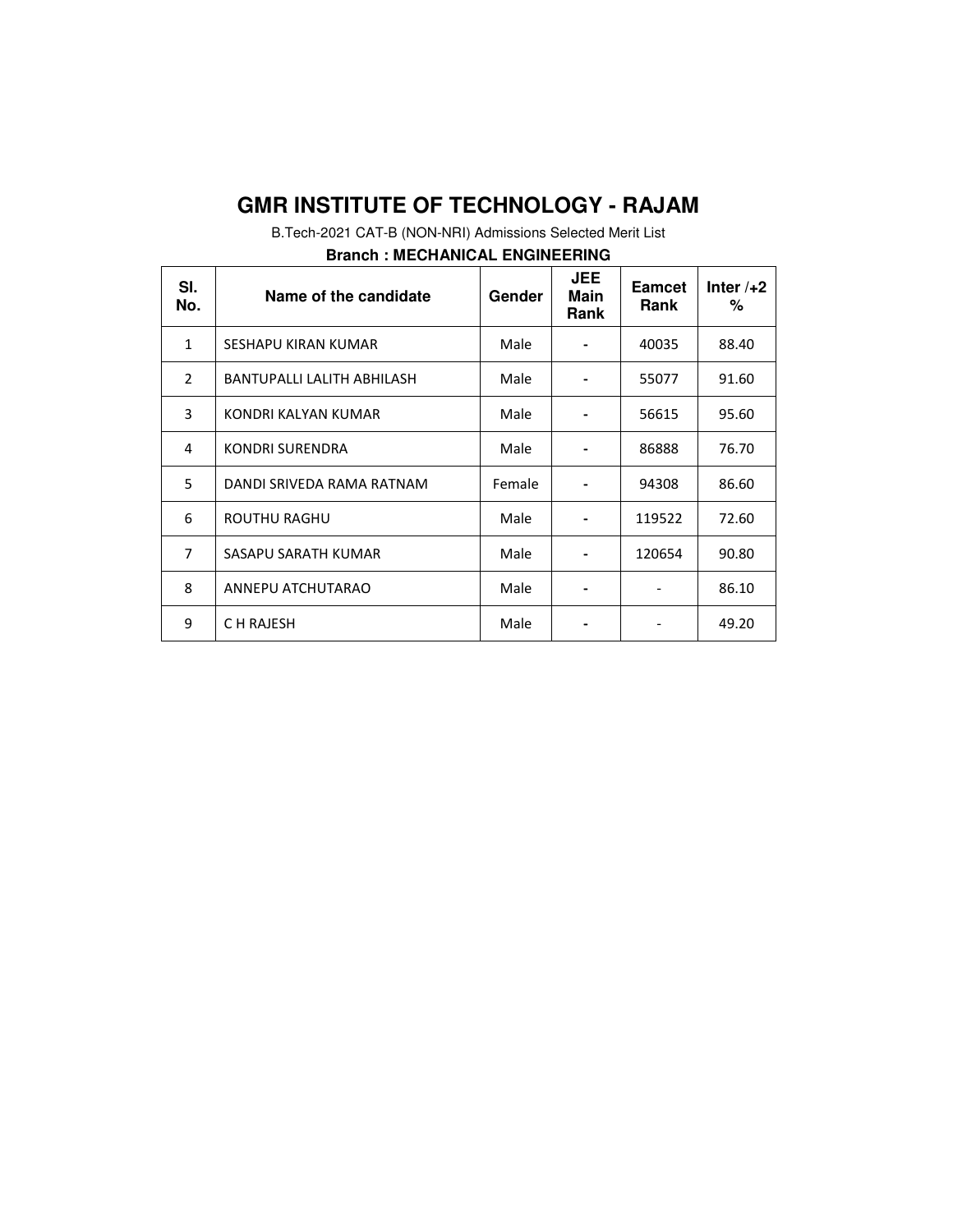# GMR INSTITUTE OF TECHNOLOGY - RAJAM

B.Tech-2021 CAT-B (NON-NRI) Admissions Selected Merit List

**Branch : MECHANICAL ENGINEERING**

| Sl. No. | Name of the candidate | Gender | JEE Main Rank | Eamcet Rank | Inter /+2 % |
|---|---|---|---|---|---|
| 1 | SESHAPU KIRAN KUMAR | Male | - | 40035 | 88.40 |
| 2 | BANTUPALLI LALITH ABHILASH | Male | - | 55077 | 91.60 |
| 3 | KONDRI KALYAN KUMAR | Male | - | 56615 | 95.60 |
| 4 | KONDRI SURENDRA | Male | - | 86888 | 76.70 |
| 5 | DANDI SRIVEDA RAMA RATNAM | Female | - | 94308 | 86.60 |
| 6 | ROUTHU RAGHU | Male | - | 119522 | 72.60 |
| 7 | SASAPU SARATH KUMAR | Male | - | 120654 | 90.80 |
| 8 | ANNEPU ATCHUTARAO | Male | - | - | 86.10 |
| 9 | C H RAJESH | Male | - | - | 49.20 |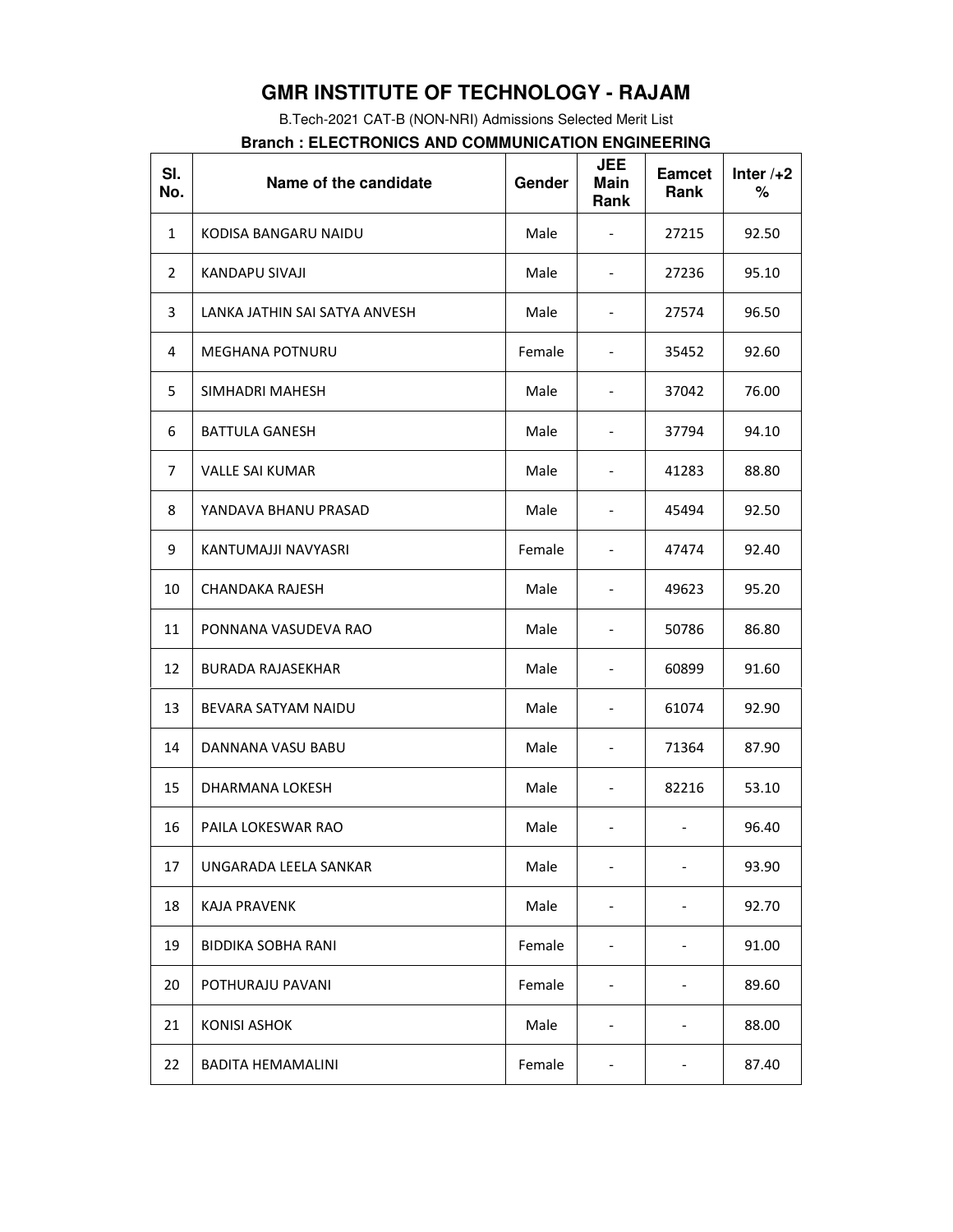# GMR INSTITUTE OF TECHNOLOGY - RAJAM

B.Tech-2021 CAT-B (NON-NRI) Admissions Selected Merit List

**Branch : ELECTRONICS AND COMMUNICATION ENGINEERING**

| Sl. No. | Name of the candidate | Gender | JEE Main Rank | Eamcet Rank | Inter /+2 % |
|---|---|---|---|---|---|
| 1 | KODISA BANGARU NAIDU | Male | - | 27215 | 92.50 |
| 2 | KANDAPU SIVAJI | Male | - | 27236 | 95.10 |
| 3 | LANKA JATHIN SAI SATYA ANVESH | Male | - | 27574 | 96.50 |
| 4 | MEGHANA POTNURU | Female | - | 35452 | 92.60 |
| 5 | SIMHADRI MAHESH | Male | - | 37042 | 76.00 |
| 6 | BATTULA GANESH | Male | - | 37794 | 94.10 |
| 7 | VALLE SAI KUMAR | Male | - | 41283 | 88.80 |
| 8 | YANDAVA BHANU PRASAD | Male | - | 45494 | 92.50 |
| 9 | KANTUMAJJI NAVYASRI | Female | - | 47474 | 92.40 |
| 10 | CHANDAKA RAJESH | Male | - | 49623 | 95.20 |
| 11 | PONNANA VASUDEVA RAO | Male | - | 50786 | 86.80 |
| 12 | BURADA RAJASEKHAR | Male | - | 60899 | 91.60 |
| 13 | BEVARA SATYAM NAIDU | Male | - | 61074 | 92.90 |
| 14 | DANNANA VASU BABU | Male | - | 71364 | 87.90 |
| 15 | DHARMANA LOKESH | Male | - | 82216 | 53.10 |
| 16 | PAILA LOKESWAR RAO | Male | - | - | 96.40 |
| 17 | UNGARADA LEELA SANKAR | Male | - | - | 93.90 |
| 18 | KAJA PRAVENK | Male | - | - | 92.70 |
| 19 | BIDDIKA SOBHA RANI | Female | - | - | 91.00 |
| 20 | POTHURAJU PAVANI | Female | - | - | 89.60 |
| 21 | KONISI ASHOK | Male | - | - | 88.00 |
| 22 | BADITA HEMAMALINI | Female | - | - | 87.40 |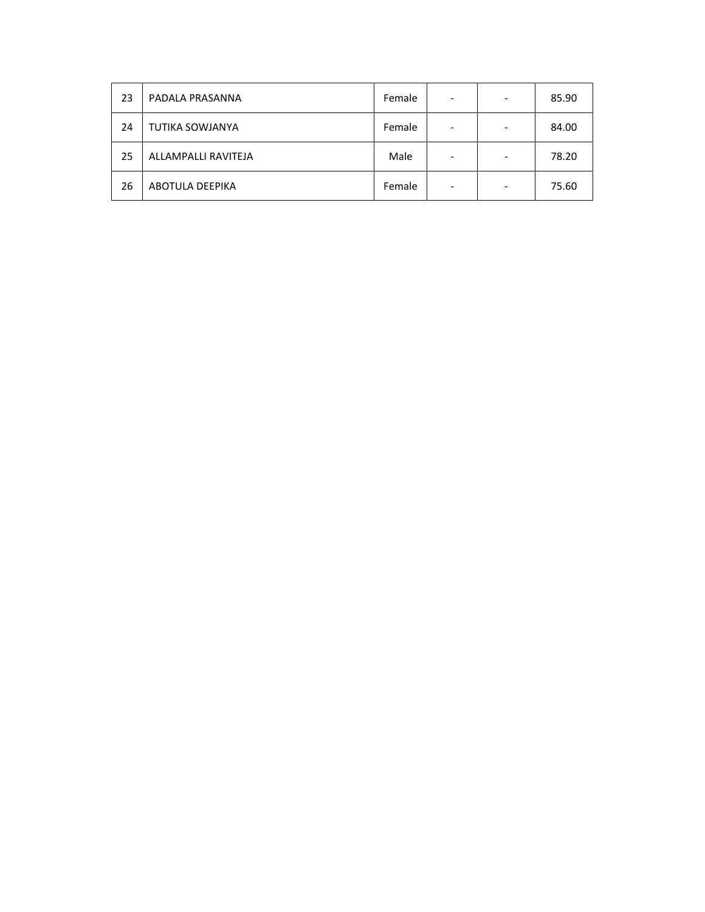| | | | | | |
|---|---|---|---|---|---|
| 23 | PADALA PRASANNA | Female | - | - | 85.90 |
| 24 | TUTIKA SOWJANYA | Female | - | - | 84.00 |
| 25 | ALLAMPALLI RAVITEJA | Male | - | - | 78.20 |
| 26 | ABOTULA DEEPIKA | Female | - | - | 75.60 |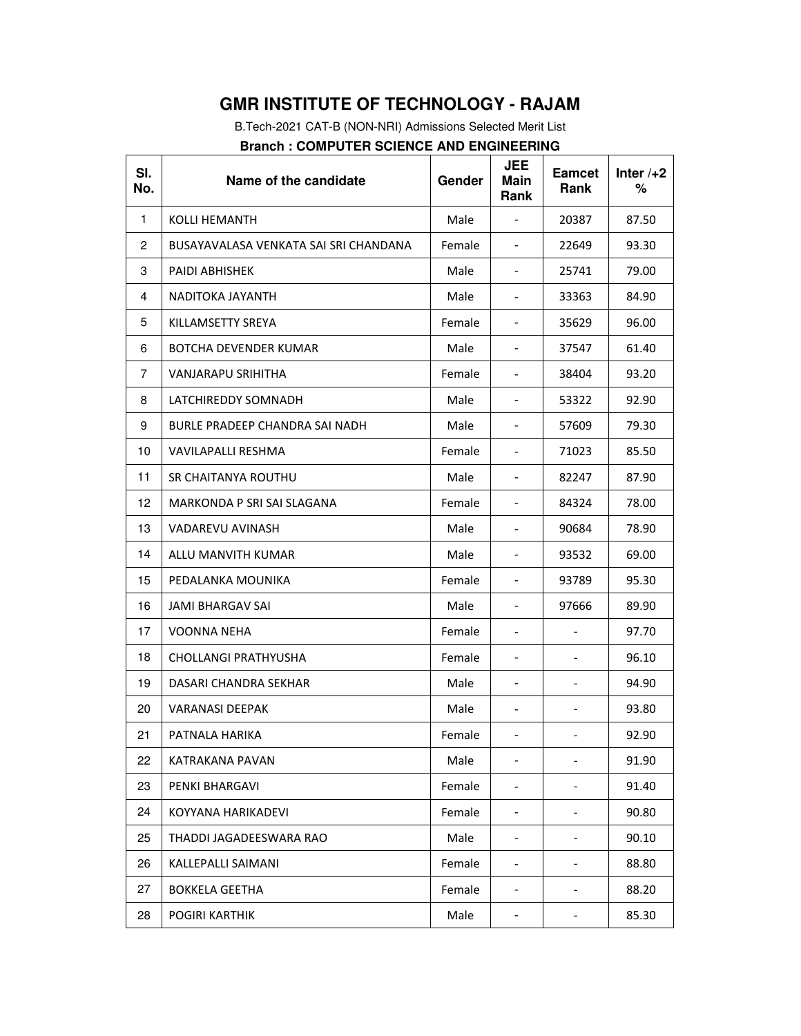# GMR INSTITUTE OF TECHNOLOGY - RAJAM

B.Tech-2021 CAT-B (NON-NRI) Admissions Selected Merit List

**Branch : COMPUTER SCIENCE AND ENGINEERING**

| Sl. No. | Name of the candidate | Gender | JEE Main Rank | Eamcet Rank | Inter /+2 % |
|---|---|---|---|---|---|
| 1 | KOLLI HEMANTH | Male | - | 20387 | 87.50 |
| 2 | BUSAYAVALASA VENKATA SAI SRI CHANDANA | Female | - | 22649 | 93.30 |
| 3 | PAIDI ABHISHEK | Male | - | 25741 | 79.00 |
| 4 | NADITOKA JAYANTH | Male | - | 33363 | 84.90 |
| 5 | KILLAMSETTY SREYA | Female | - | 35629 | 96.00 |
| 6 | BOTCHA DEVENDER KUMAR | Male | - | 37547 | 61.40 |
| 7 | VANJARAPU SRIHITHA | Female | - | 38404 | 93.20 |
| 8 | LATCHIREDDY SOMNADH | Male | - | 53322 | 92.90 |
| 9 | BURLE PRADEEP CHANDRA SAI NADH | Male | - | 57609 | 79.30 |
| 10 | VAVILAPALLI RESHMA | Female | - | 71023 | 85.50 |
| 11 | SR CHAITANYA ROUTHU | Male | - | 82247 | 87.90 |
| 12 | MARKONDA P SRI SAI SLAGANA | Female | - | 84324 | 78.00 |
| 13 | VADAREVU AVINASH | Male | - | 90684 | 78.90 |
| 14 | ALLU MANVITH KUMAR | Male | - | 93532 | 69.00 |
| 15 | PEDALANKA MOUNIKA | Female | - | 93789 | 95.30 |
| 16 | JAMI BHARGAV SAI | Male | - | 97666 | 89.90 |
| 17 | VOONNA NEHA | Female | - | - | 97.70 |
| 18 | CHOLLANGI PRATHYUSHA | Female | - | - | 96.10 |
| 19 | DASARI CHANDRA SEKHAR | Male | - | - | 94.90 |
| 20 | VARANASI DEEPAK | Male | - | - | 93.80 |
| 21 | PATNALA HARIKA | Female | - | - | 92.90 |
| 22 | KATRAKANA PAVAN | Male | - | - | 91.90 |
| 23 | PENKI BHARGAVI | Female | - | - | 91.40 |
| 24 | KOYYANA HARIKADEVI | Female | - | - | 90.80 |
| 25 | THADDI JAGADEESWARA RAO | Male | - | - | 90.10 |
| 26 | KALLEPALLI SAIMANI | Female | - | - | 88.80 |
| 27 | BOKKELA GEETHA | Female | - | - | 88.20 |
| 28 | POGIRI KARTHIK | Male | - | - | 85.30 |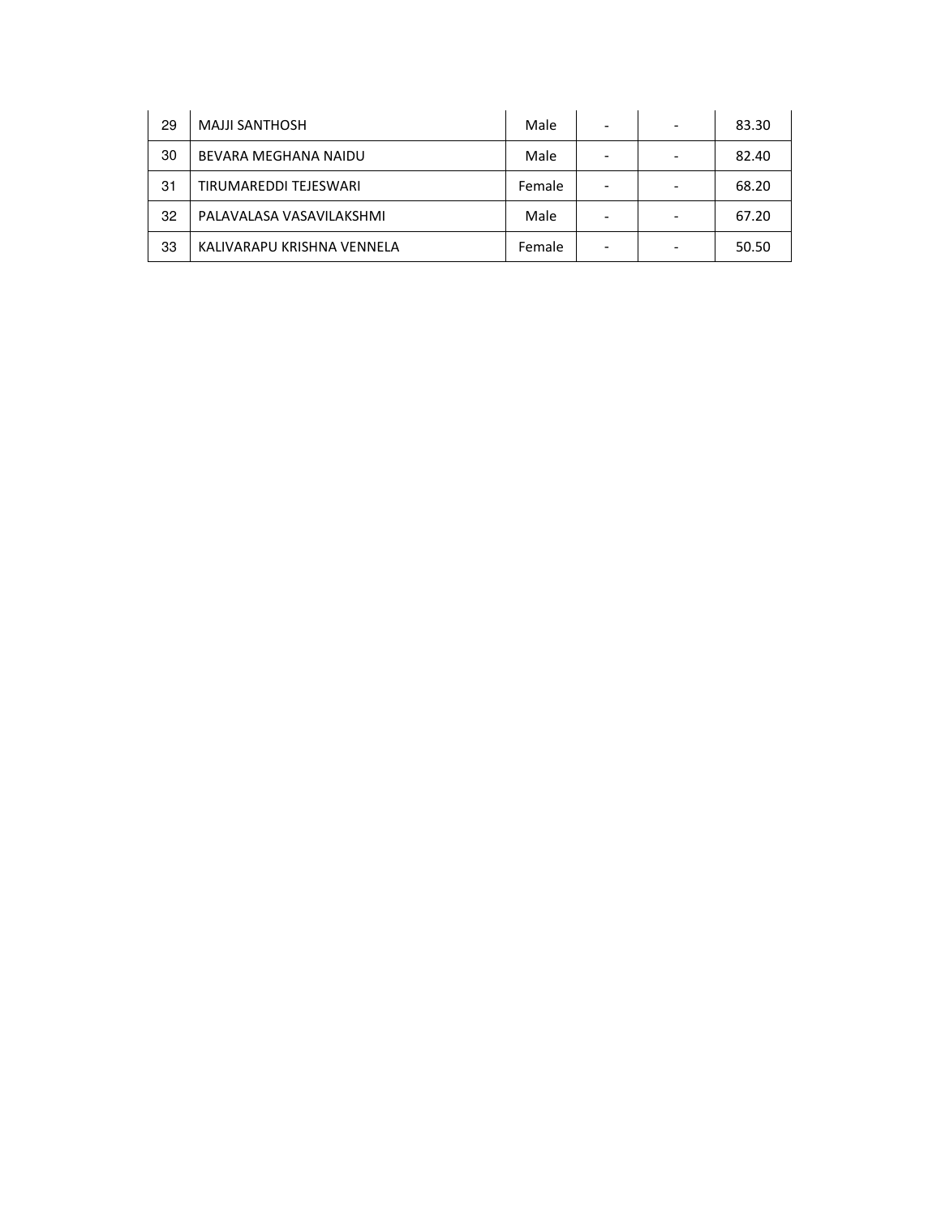| | | | | | |
|---|---|---|---|---|---|
| 29 | MAJJI SANTHOSH | Male | - | - | 83.30 |
| 30 | BEVARA MEGHANA NAIDU | Male | - | - | 82.40 |
| 31 | TIRUMAREDDI TEJESWARI | Female | - | - | 68.20 |
| 32 | PALAVALASA VASAVILAKSHMI | Male | - | - | 67.20 |
| 33 | KALIVARAPU KRISHNA VENNELA | Female | - | - | 50.50 |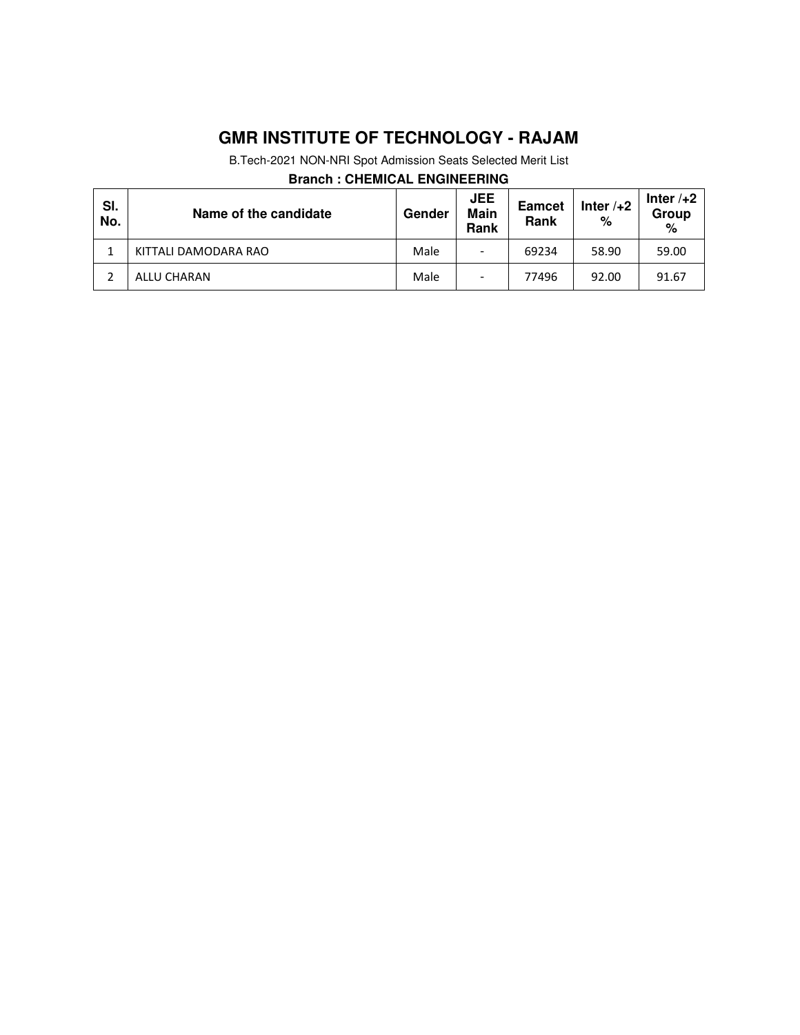# GMR INSTITUTE OF TECHNOLOGY - RAJAM

B.Tech-2021 NON-NRI Spot Admission Seats Selected Merit List

**Branch : CHEMICAL ENGINEERING**

| Sl. No. | Name of the candidate | Gender | JEE Main Rank | Eamcet Rank | Inter /+2 % | Inter /+2 Group % |
|---|---|---|---|---|---|---|
| 1 | KITTALI DAMODARA RAO | Male | - | 69234 | 58.90 | 59.00 |
| 2 | ALLU CHARAN | Male | - | 77496 | 92.00 | 91.67 |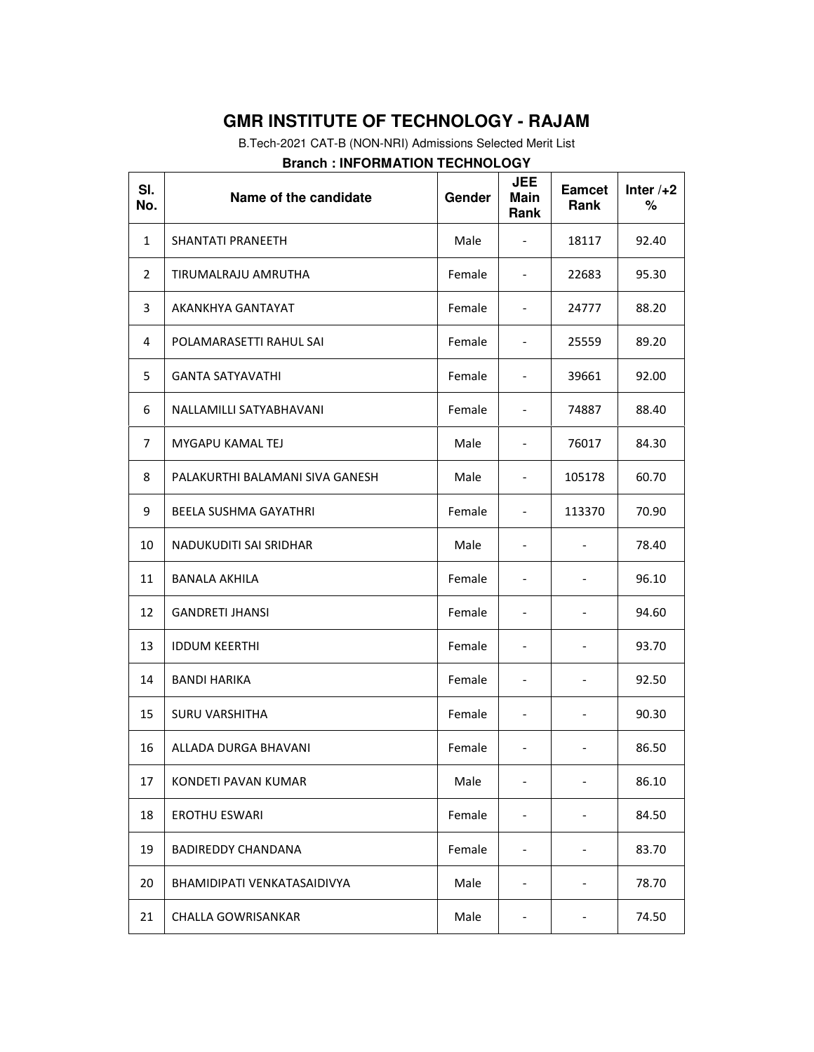# GMR INSTITUTE OF TECHNOLOGY - RAJAM

B.Tech-2021 CAT-B (NON-NRI) Admissions Selected Merit List

**Branch : INFORMATION TECHNOLOGY**

| Sl. No. | Name of the candidate | Gender | JEE Main Rank | Eamcet Rank | Inter /+2 % |
|---|---|---|---|---|---|
| 1 | SHANTATI PRANEETH | Male | - | 18117 | 92.40 |
| 2 | TIRUMALRAJU AMRUTHA | Female | - | 22683 | 95.30 |
| 3 | AKANKHYA GANTAYAT | Female | - | 24777 | 88.20 |
| 4 | POLAMARASETTI RAHUL SAI | Female | - | 25559 | 89.20 |
| 5 | GANTA SATYAVATHI | Female | - | 39661 | 92.00 |
| 6 | NALLAMILLI SATYABHAVANI | Female | - | 74887 | 88.40 |
| 7 | MYGAPU KAMAL TEJ | Male | - | 76017 | 84.30 |
| 8 | PALAKURTHI BALAMANI SIVA GANESH | Male | - | 105178 | 60.70 |
| 9 | BEELA SUSHMA GAYATHRI | Female | - | 113370 | 70.90 |
| 10 | NADUKUDITI SAI SRIDHAR | Male | - | - | 78.40 |
| 11 | BANALA AKHILA | Female | - | - | 96.10 |
| 12 | GANDRETI JHANSI | Female | - | - | 94.60 |
| 13 | IDDUM KEERTHI | Female | - | - | 93.70 |
| 14 | BANDI HARIKA | Female | - | - | 92.50 |
| 15 | SURU VARSHITHA | Female | - | - | 90.30 |
| 16 | ALLADA DURGA BHAVANI | Female | - | - | 86.50 |
| 17 | KONDETI PAVAN KUMAR | Male | - | - | 86.10 |
| 18 | EROTHU ESWARI | Female | - | - | 84.50 |
| 19 | BADIREDDY CHANDANA | Female | - | - | 83.70 |
| 20 | BHAMIDIPATI VENKATASAIDIVYA | Male | - | - | 78.70 |
| 21 | CHALLA GOWRISANKAR | Male | - | - | 74.50 |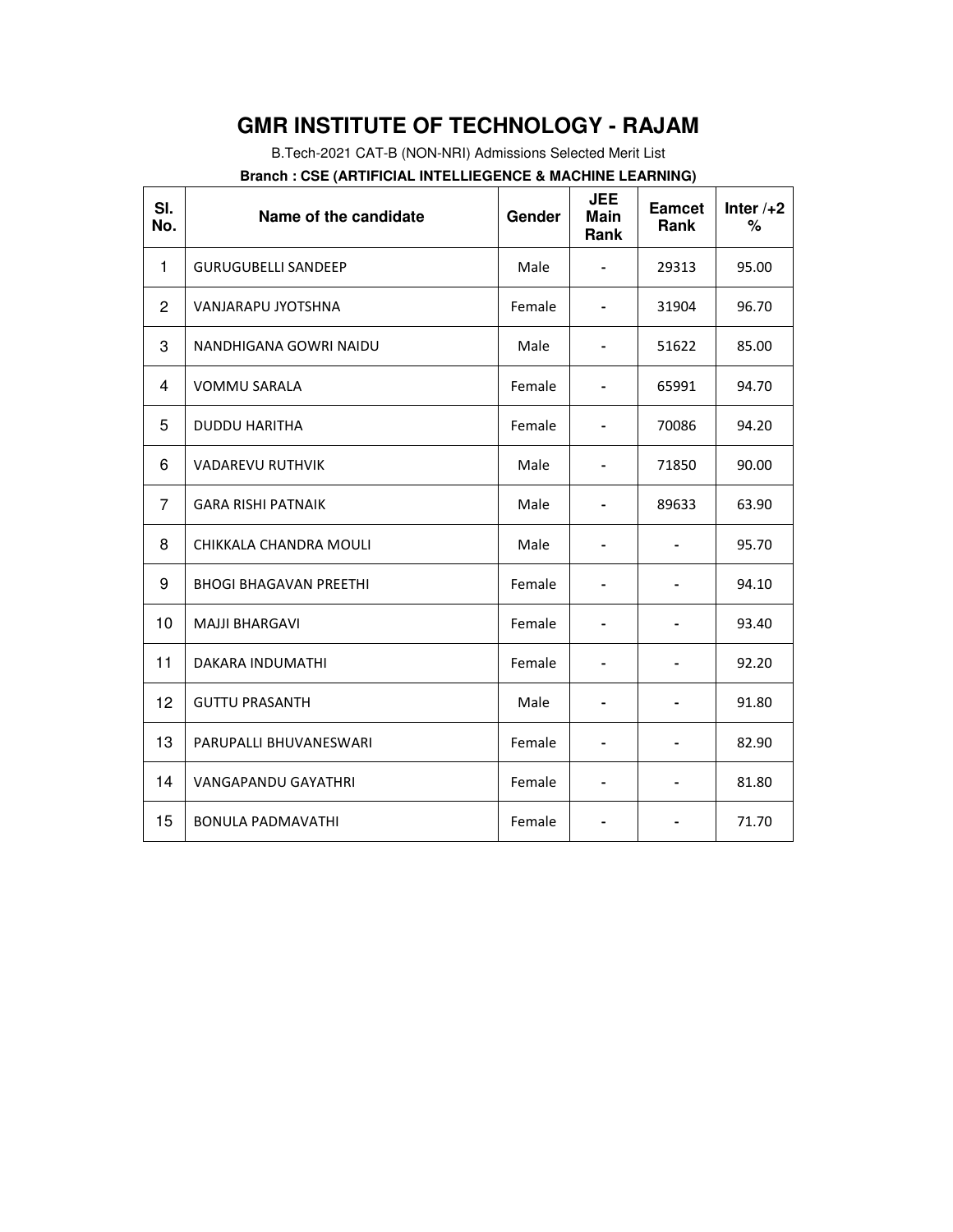# GMR INSTITUTE OF TECHNOLOGY - RAJAM

B.Tech-2021 CAT-B (NON-NRI) Admissions Selected Merit List

**Branch : CSE (ARTIFICIAL INTELLIEGENCE & MACHINE LEARNING)**

| Sl. No. | Name of the candidate | Gender | JEE Main Rank | Eamcet Rank | Inter /+2 % |
|---|---|---|---|---|---|
| 1 | GURUGUBELLI SANDEEP | Male | - | 29313 | 95.00 |
| 2 | VANJARAPU JYOTSHNA | Female | - | 31904 | 96.70 |
| 3 | NANDHIGANA GOWRI NAIDU | Male | - | 51622 | 85.00 |
| 4 | VOMMU SARALA | Female | - | 65991 | 94.70 |
| 5 | DUDDU HARITHA | Female | - | 70086 | 94.20 |
| 6 | VADAREVU RUTHVIK | Male | - | 71850 | 90.00 |
| 7 | GARA RISHI PATNAIK | Male | - | 89633 | 63.90 |
| 8 | CHIKKALA CHANDRA MOULI | Male | - | - | 95.70 |
| 9 | BHOGI BHAGAVAN PREETHI | Female | - | - | 94.10 |
| 10 | MAJJI BHARGAVI | Female | - | - | 93.40 |
| 11 | DAKARA INDUMATHI | Female | - | - | 92.20 |
| 12 | GUTTU PRASANTH | Male | - | - | 91.80 |
| 13 | PARUPALLI BHUVANESWARI | Female | - | - | 82.90 |
| 14 | VANGAPANDU GAYATHRI | Female | - | - | 81.80 |
| 15 | BONULA PADMAVATHI | Female | - | - | 71.70 |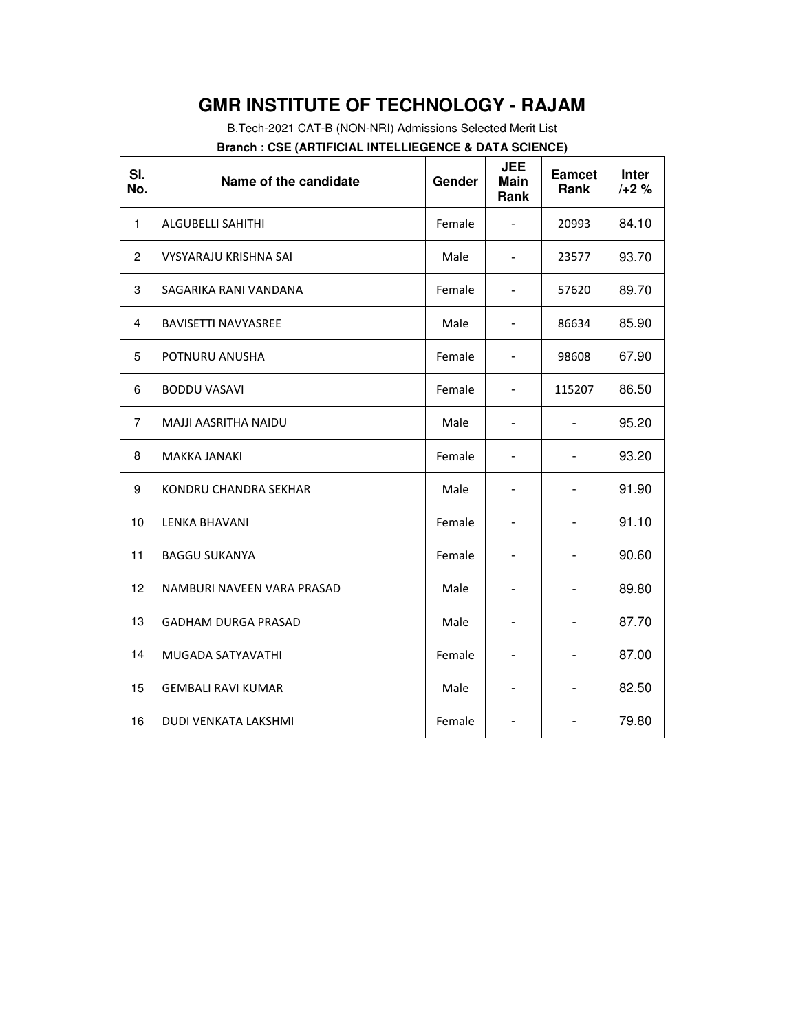# GMR INSTITUTE OF TECHNOLOGY - RAJAM

B.Tech-2021 CAT-B (NON-NRI) Admissions Selected Merit List

**Branch : CSE (ARTIFICIAL INTELLIEGENCE & DATA SCIENCE)**

| Sl. No. | Name of the candidate | Gender | JEE Main Rank | Eamcet Rank | Inter /+2 % |
|---|---|---|---|---|---|
| 1 | ALGUBELLI SAHITHI | Female | - | 20993 | 84.10 |
| 2 | VYSYARAJU KRISHNA SAI | Male | - | 23577 | 93.70 |
| 3 | SAGARIKA RANI VANDANA | Female | - | 57620 | 89.70 |
| 4 | BAVISETTI NAVYASREE | Male | - | 86634 | 85.90 |
| 5 | POTNURU ANUSHA | Female | - | 98608 | 67.90 |
| 6 | BODDU VASAVI | Female | - | 115207 | 86.50 |
| 7 | MAJJI AASRITHA NAIDU | Male | - | - | 95.20 |
| 8 | MAKKA JANAKI | Female | - | - | 93.20 |
| 9 | KONDRU CHANDRA SEKHAR | Male | - | - | 91.90 |
| 10 | LENKA BHAVANI | Female | - | - | 91.10 |
| 11 | BAGGU SUKANYA | Female | - | - | 90.60 |
| 12 | NAMBURI NAVEEN VARA PRASAD | Male | - | - | 89.80 |
| 13 | GADHAM DURGA PRASAD | Male | - | - | 87.70 |
| 14 | MUGADA SATYAVATHI | Female | - | - | 87.00 |
| 15 | GEMBALI RAVI KUMAR | Male | - | - | 82.50 |
| 16 | DUDI VENKATA LAKSHMI | Female | - | - | 79.80 |